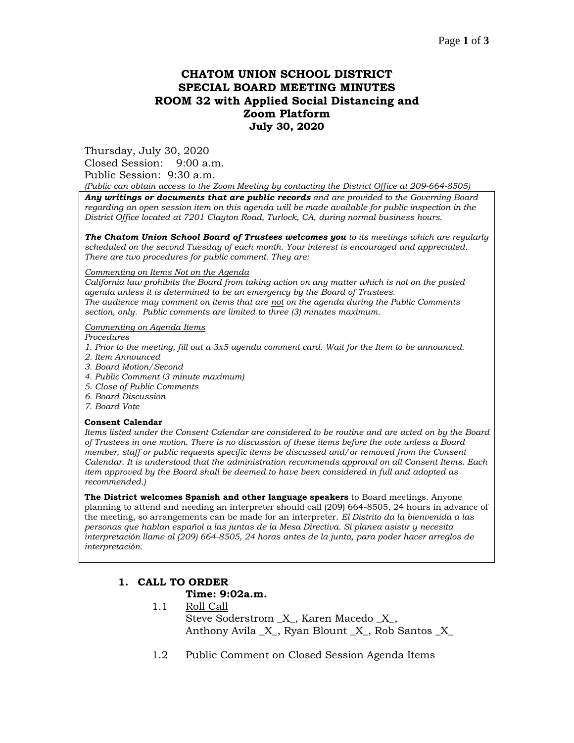# CHATOM UNION SCHOOL DISTRICT
# SPECIAL BOARD MEETING MINUTES
# ROOM 32 with Applied Social Distancing and Zoom Platform
# July 30, 2020

Thursday, July 30, 2020
Closed Session: 9:00 a.m.
Public Session: 9:30 a.m.
*(Public can obtain access to the Zoom Meeting by contacting the District Office at 209-664-8505)*

***Any writings or documents that are public records*** *and are provided to the Governing Board regarding an open session item on this agenda will be made available for public inspection in the District Office located at 7201 Clayton Road, Turlock, CA, during normal business hours.*

***The Chatom Union School Board of Trustees welcomes you*** *to its meetings which are regularly scheduled on the second Tuesday of each month. Your interest is encouraged and appreciated. There are two procedures for public comment. They are:*

*Commenting on Items Not on the Agenda*
*California law prohibits the Board from taking action on any matter which is not on the posted agenda unless it is determined to be an emergency by the Board of Trustees.*
*The audience may comment on items that are not on the agenda during the Public Comments section, only. Public comments are limited to three (3) minutes maximum.*

*Commenting on Agenda Items*
*Procedures*
*1. Prior to the meeting, fill out a 3x5 agenda comment card. Wait for the Item to be announced.*
*2. Item Announced*
*3. Board Motion/Second*
*4. Public Comment (3 minute maximum)*
*5. Close of Public Comments*
*6. Board Discussion*
*7. Board Vote*

**Consent Calendar**
*Items listed under the Consent Calendar are considered to be routine and are acted on by the Board of Trustees in one motion. There is no discussion of these items before the vote unless a Board member, staff or public requests specific items be discussed and/or removed from the Consent Calendar. It is understood that the administration recommends approval on all Consent Items. Each item approved by the Board shall be deemed to have been considered in full and adopted as recommended.)*

**The District welcomes Spanish and other language speakers** to Board meetings. Anyone planning to attend and needing an interpreter should call (209) 664-8505, 24 hours in advance of the meeting, so arrangements can be made for an interpreter. *El Distrito da la bienvenida a las personas que hablan español a las juntas de la Mesa Directiva. Si planea asistir y necesita interpretación llame al (209) 664-8505, 24 horas antes de la junta, para poder hacer arreglos de interpretación.*

## 1. CALL TO ORDER
**Time: 9:02a.m.**

1.1 Roll Call
Steve Soderstrom _X_, Karen Macedo _X_,
Anthony Avila _X_, Ryan Blount _X_, Rob Santos _X_

1.2 Public Comment on Closed Session Agenda Items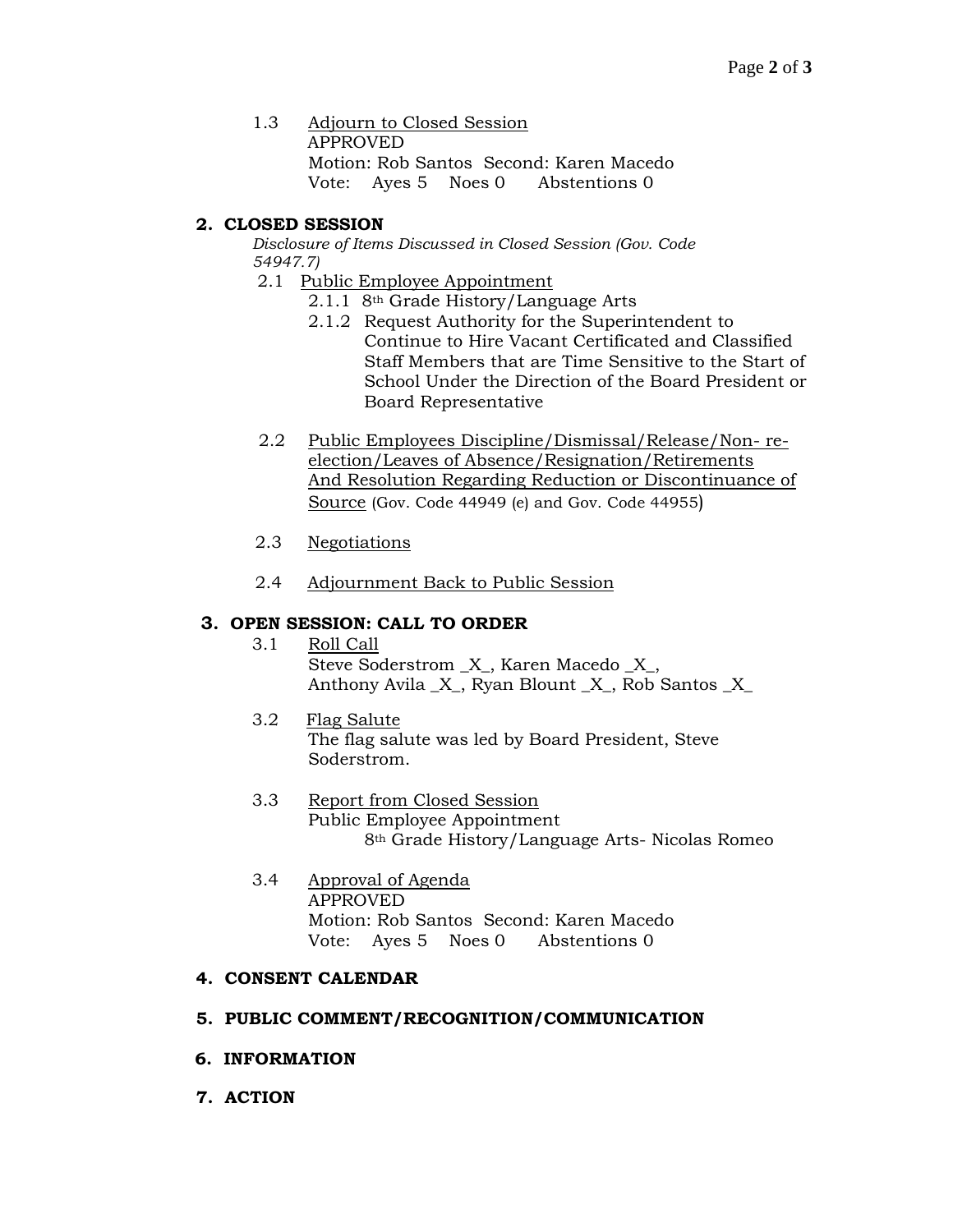1.3 Adjourn to Closed Session
APPROVED
Motion: Rob Santos Second: Karen Macedo
Vote: Ayes 5 Noes 0 Abstentions 0

## 2. CLOSED SESSION

*Disclosure of Items Discussed in Closed Session (Gov. Code 54947.7)*

2.1 Public Employee Appointment
- 2.1.1 8th Grade History/Language Arts
- 2.1.2 Request Authority for the Superintendent to Continue to Hire Vacant Certificated and Classified Staff Members that are Time Sensitive to the Start of School Under the Direction of the Board President or Board Representative

2.2 Public Employees Discipline/Dismissal/Release/Non- re-election/Leaves of Absence/Resignation/Retirements And Resolution Regarding Reduction or Discontinuance of Source (Gov. Code 44949 (e) and Gov. Code 44955)

2.3 Negotiations

2.4 Adjournment Back to Public Session

## 3. OPEN SESSION: CALL TO ORDER

3.1 Roll Call
Steve Soderstrom _X_, Karen Macedo _X_, Anthony Avila _X_, Ryan Blount _X_, Rob Santos _X_

3.2 Flag Salute
The flag salute was led by Board President, Steve Soderstrom.

3.3 Report from Closed Session
Public Employee Appointment
8th Grade History/Language Arts- Nicolas Romeo

3.4 Approval of Agenda
APPROVED
Motion: Rob Santos Second: Karen Macedo
Vote: Ayes 5 Noes 0 Abstentions 0

## 4. CONSENT CALENDAR

## 5. PUBLIC COMMENT/RECOGNITION/COMMUNICATION

## 6. INFORMATION

## 7. ACTION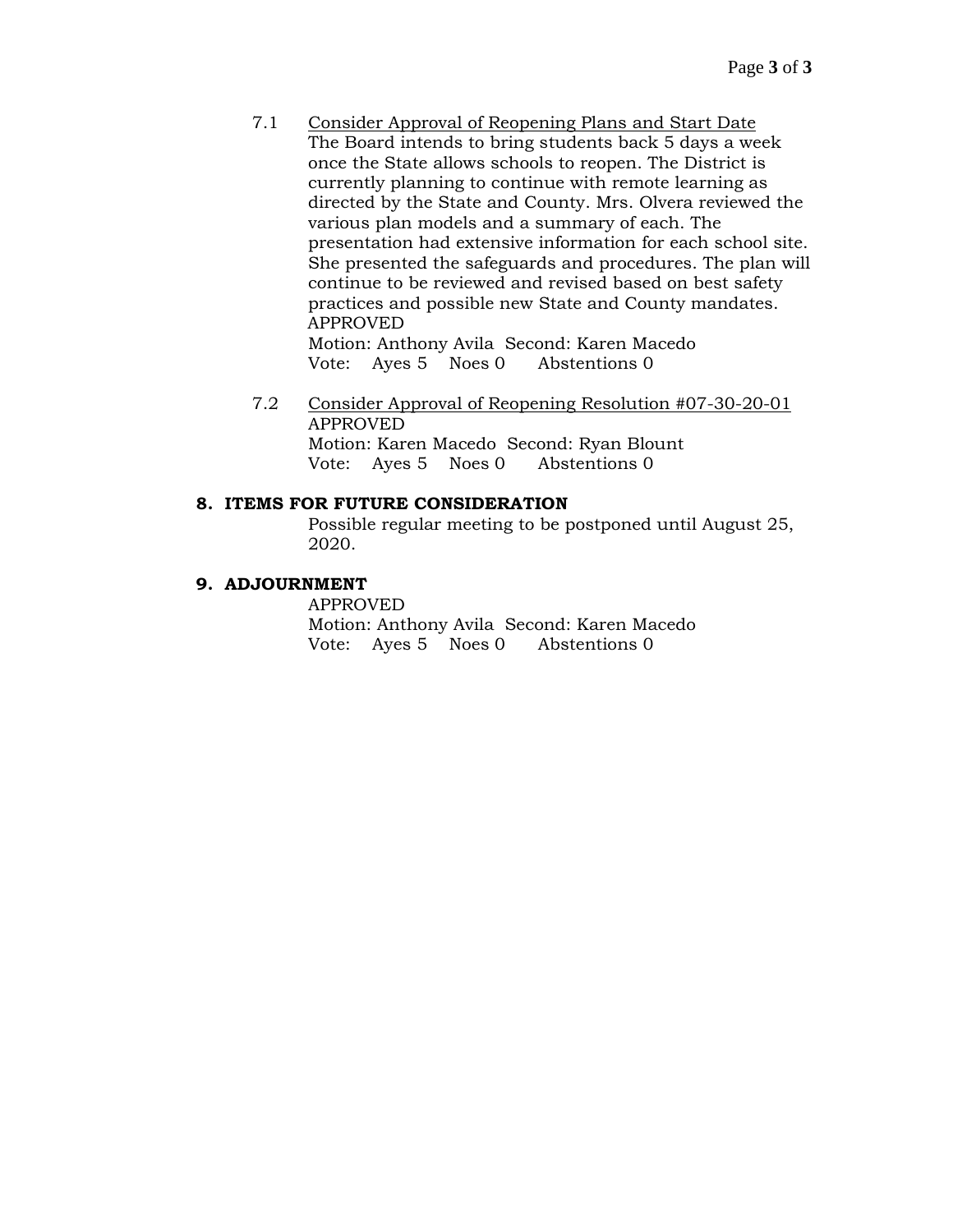7.1 Consider Approval of Reopening Plans and Start Date

The Board intends to bring students back 5 days a week once the State allows schools to reopen. The District is currently planning to continue with remote learning as directed by the State and County. Mrs. Olvera reviewed the various plan models and a summary of each. The presentation had extensive information for each school site. She presented the safeguards and procedures. The plan will continue to be reviewed and revised based on best safety practices and possible new State and County mandates.

APPROVED
Motion: Anthony Avila Second: Karen Macedo
Vote: Ayes 5 Noes 0 Abstentions 0

7.2 Consider Approval of Reopening Resolution #07-30-20-01

APPROVED
Motion: Karen Macedo Second: Ryan Blount
Vote: Ayes 5 Noes 0 Abstentions 0

## 8. ITEMS FOR FUTURE CONSIDERATION

Possible regular meeting to be postponed until August 25, 2020.

## 9. ADJOURNMENT

APPROVED
Motion: Anthony Avila Second: Karen Macedo
Vote: Ayes 5 Noes 0 Abstentions 0